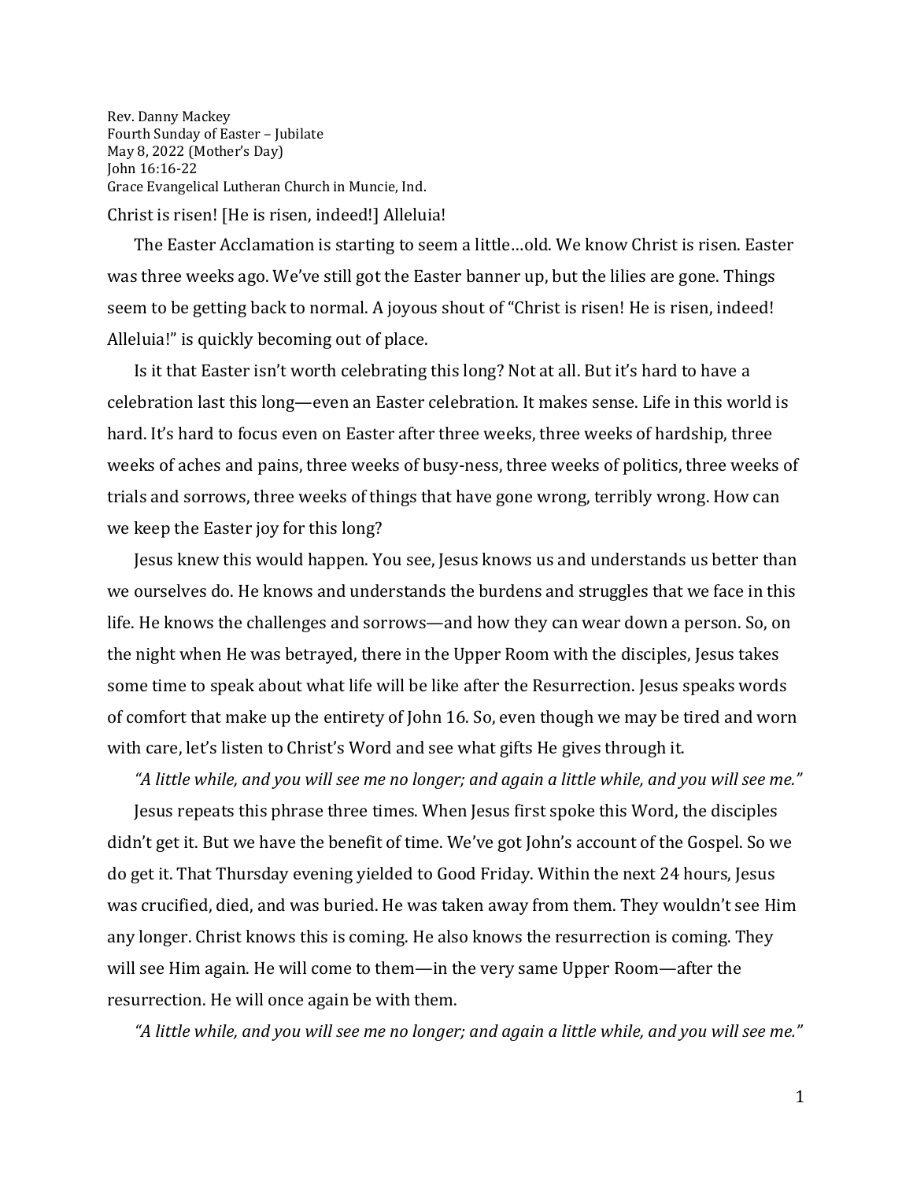Rev. Danny Mackey
Fourth Sunday of Easter – Jubilate
May 8, 2022 (Mother's Day)
John 16:16-22
Grace Evangelical Lutheran Church in Muncie, Ind.

Christ is risen! [He is risen, indeed!] Alleluia!

The Easter Acclamation is starting to seem a little…old. We know Christ is risen. Easter was three weeks ago. We've still got the Easter banner up, but the lilies are gone. Things seem to be getting back to normal. A joyous shout of "Christ is risen! He is risen, indeed! Alleluia!" is quickly becoming out of place.

Is it that Easter isn't worth celebrating this long? Not at all. But it's hard to have a celebration last this long—even an Easter celebration. It makes sense. Life in this world is hard. It's hard to focus even on Easter after three weeks, three weeks of hardship, three weeks of aches and pains, three weeks of busy-ness, three weeks of politics, three weeks of trials and sorrows, three weeks of things that have gone wrong, terribly wrong. How can we keep the Easter joy for this long?

Jesus knew this would happen. You see, Jesus knows us and understands us better than we ourselves do. He knows and understands the burdens and struggles that we face in this life. He knows the challenges and sorrows—and how they can wear down a person. So, on the night when He was betrayed, there in the Upper Room with the disciples, Jesus takes some time to speak about what life will be like after the Resurrection. Jesus speaks words of comfort that make up the entirety of John 16. So, even though we may be tired and worn with care, let's listen to Christ's Word and see what gifts He gives through it.

*"A little while, and you will see me no longer; and again a little while, and you will see me."*

Jesus repeats this phrase three times. When Jesus first spoke this Word, the disciples didn't get it. But we have the benefit of time. We've got John's account of the Gospel. So we do get it. That Thursday evening yielded to Good Friday. Within the next 24 hours, Jesus was crucified, died, and was buried. He was taken away from them. They wouldn't see Him any longer. Christ knows this is coming. He also knows the resurrection is coming. They will see Him again. He will come to them—in the very same Upper Room—after the resurrection. He will once again be with them.

*"A little while, and you will see me no longer; and again a little while, and you will see me."*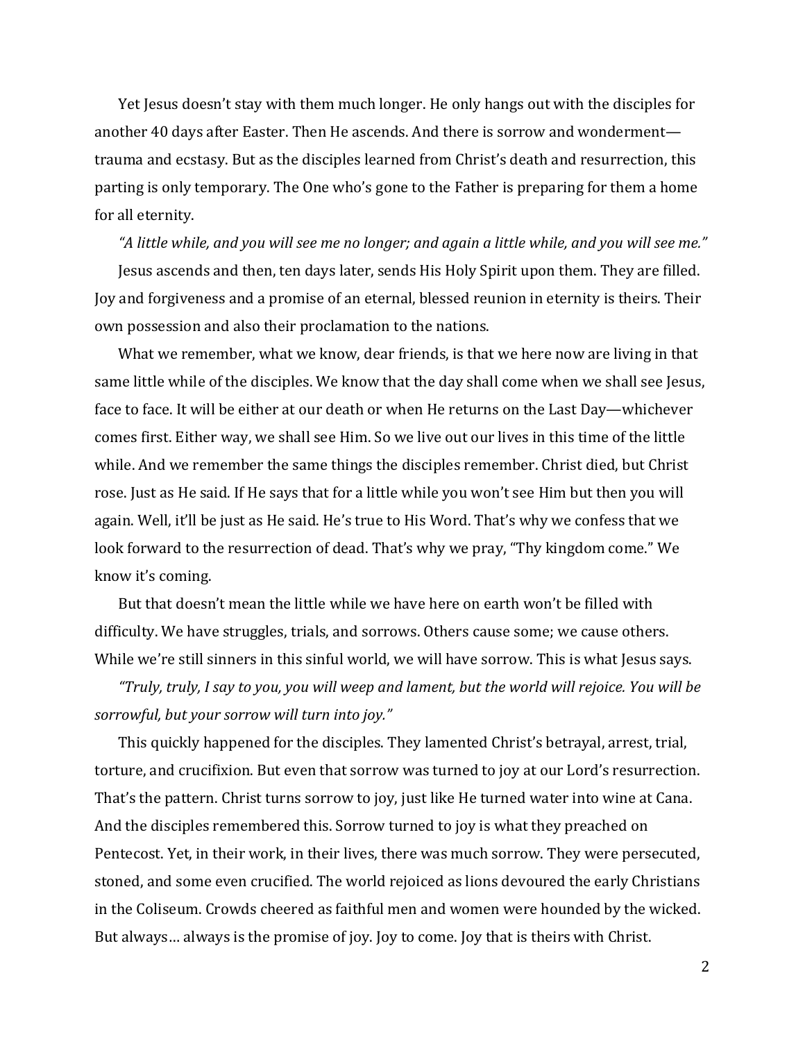Yet Jesus doesn't stay with them much longer. He only hangs out with the disciples for another 40 days after Easter. Then He ascends. And there is sorrow and wonderment—trauma and ecstasy. But as the disciples learned from Christ's death and resurrection, this parting is only temporary. The One who's gone to the Father is preparing for them a home for all eternity.

*"A little while, and you will see me no longer; and again a little while, and you will see me."*

Jesus ascends and then, ten days later, sends His Holy Spirit upon them. They are filled. Joy and forgiveness and a promise of an eternal, blessed reunion in eternity is theirs. Their own possession and also their proclamation to the nations.

What we remember, what we know, dear friends, is that we here now are living in that same little while of the disciples. We know that the day shall come when we shall see Jesus, face to face. It will be either at our death or when He returns on the Last Day—whichever comes first. Either way, we shall see Him. So we live out our lives in this time of the little while. And we remember the same things the disciples remember. Christ died, but Christ rose. Just as He said. If He says that for a little while you won't see Him but then you will again. Well, it'll be just as He said. He's true to His Word. That's why we confess that we look forward to the resurrection of dead. That's why we pray, "Thy kingdom come." We know it's coming.

But that doesn't mean the little while we have here on earth won't be filled with difficulty. We have struggles, trials, and sorrows. Others cause some; we cause others. While we're still sinners in this sinful world, we will have sorrow. This is what Jesus says.

*"Truly, truly, I say to you, you will weep and lament, but the world will rejoice. You will be sorrowful, but your sorrow will turn into joy."*

This quickly happened for the disciples. They lamented Christ's betrayal, arrest, trial, torture, and crucifixion. But even that sorrow was turned to joy at our Lord's resurrection. That's the pattern. Christ turns sorrow to joy, just like He turned water into wine at Cana. And the disciples remembered this. Sorrow turned to joy is what they preached on Pentecost. Yet, in their work, in their lives, there was much sorrow. They were persecuted, stoned, and some even crucified. The world rejoiced as lions devoured the early Christians in the Coliseum. Crowds cheered as faithful men and women were hounded by the wicked. But always… always is the promise of joy. Joy to come. Joy that is theirs with Christ.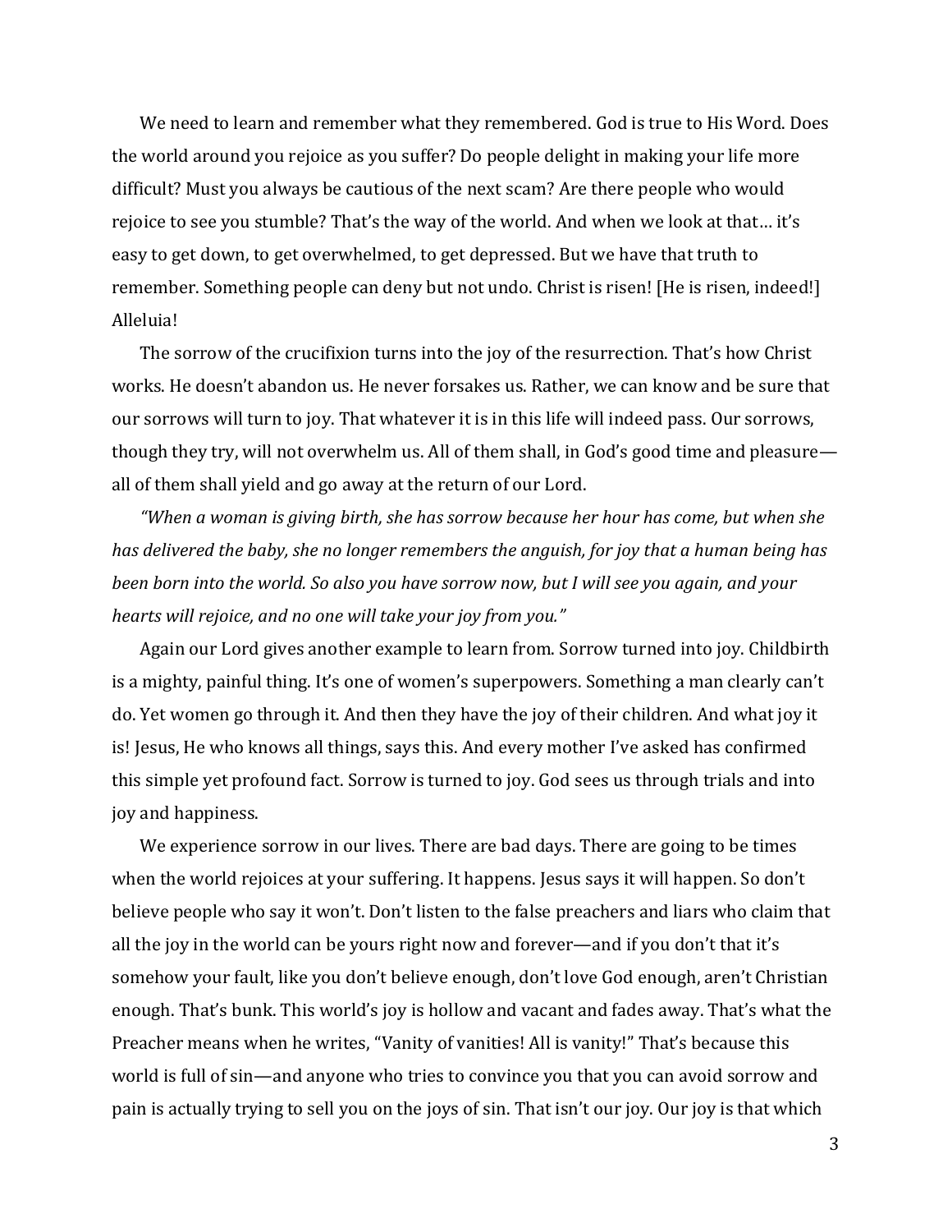We need to learn and remember what they remembered. God is true to His Word. Does the world around you rejoice as you suffer? Do people delight in making your life more difficult? Must you always be cautious of the next scam? Are there people who would rejoice to see you stumble? That's the way of the world. And when we look at that… it's easy to get down, to get overwhelmed, to get depressed. But we have that truth to remember. Something people can deny but not undo. Christ is risen! [He is risen, indeed!] Alleluia!

The sorrow of the crucifixion turns into the joy of the resurrection. That's how Christ works. He doesn't abandon us. He never forsakes us. Rather, we can know and be sure that our sorrows will turn to joy. That whatever it is in this life will indeed pass. Our sorrows, though they try, will not overwhelm us. All of them shall, in God's good time and pleasure—all of them shall yield and go away at the return of our Lord.

*"When a woman is giving birth, she has sorrow because her hour has come, but when she has delivered the baby, she no longer remembers the anguish, for joy that a human being has been born into the world. So also you have sorrow now, but I will see you again, and your hearts will rejoice, and no one will take your joy from you."*

Again our Lord gives another example to learn from. Sorrow turned into joy. Childbirth is a mighty, painful thing. It's one of women's superpowers. Something a man clearly can't do. Yet women go through it. And then they have the joy of their children. And what joy it is! Jesus, He who knows all things, says this. And every mother I've asked has confirmed this simple yet profound fact. Sorrow is turned to joy. God sees us through trials and into joy and happiness.

We experience sorrow in our lives. There are bad days. There are going to be times when the world rejoices at your suffering. It happens. Jesus says it will happen. So don't believe people who say it won't. Don't listen to the false preachers and liars who claim that all the joy in the world can be yours right now and forever—and if you don't that it's somehow your fault, like you don't believe enough, don't love God enough, aren't Christian enough. That's bunk. This world's joy is hollow and vacant and fades away. That's what the Preacher means when he writes, "Vanity of vanities! All is vanity!" That's because this world is full of sin—and anyone who tries to convince you that you can avoid sorrow and pain is actually trying to sell you on the joys of sin. That isn't our joy. Our joy is that which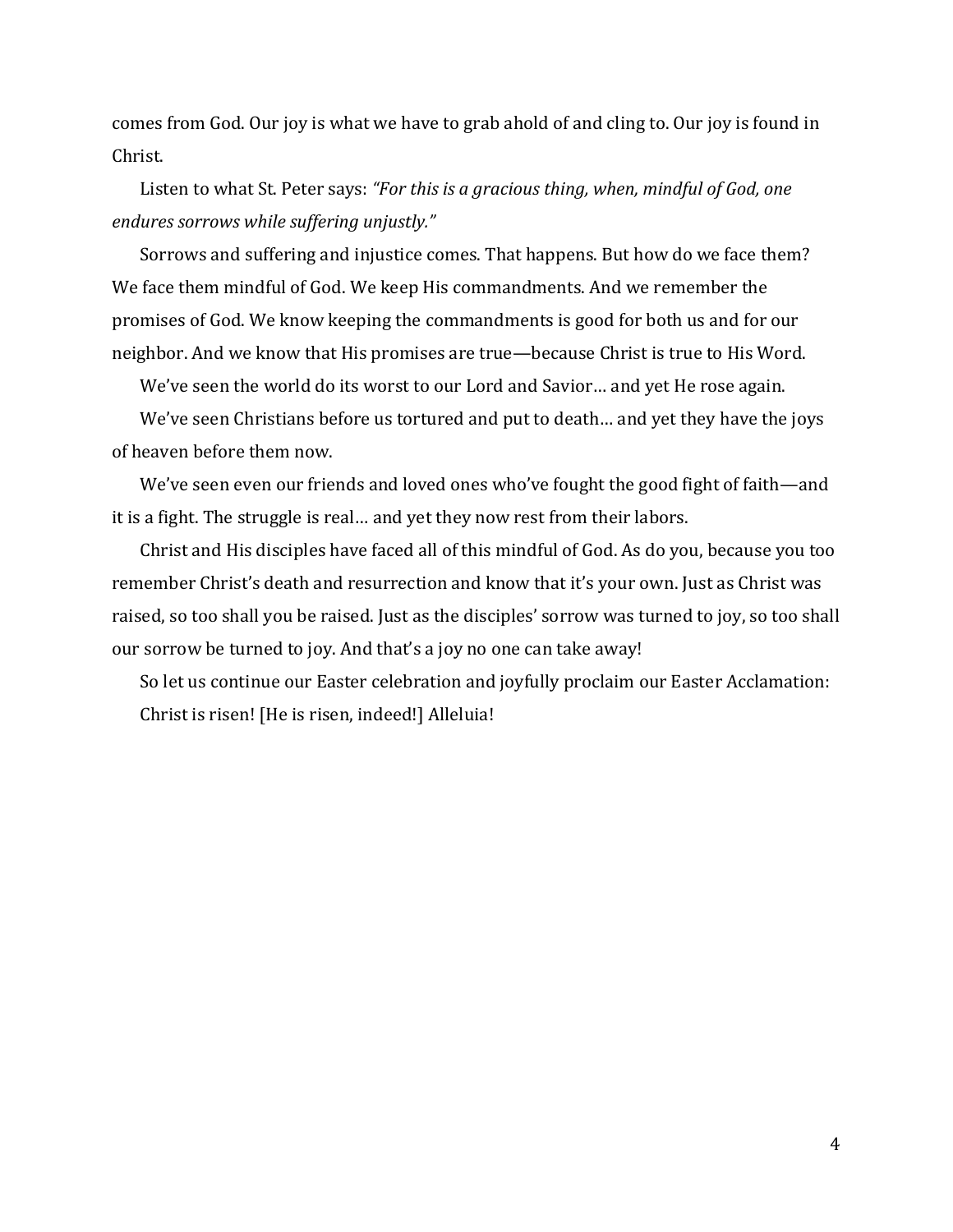comes from God. Our joy is what we have to grab ahold of and cling to. Our joy is found in Christ.

Listen to what St. Peter says: *"For this is a gracious thing, when, mindful of God, one endures sorrows while suffering unjustly."*

Sorrows and suffering and injustice comes. That happens. But how do we face them? We face them mindful of God. We keep His commandments. And we remember the promises of God. We know keeping the commandments is good for both us and for our neighbor. And we know that His promises are true—because Christ is true to His Word.

We've seen the world do its worst to our Lord and Savior… and yet He rose again.

We've seen Christians before us tortured and put to death… and yet they have the joys of heaven before them now.

We've seen even our friends and loved ones who've fought the good fight of faith—and it is a fight. The struggle is real… and yet they now rest from their labors.

Christ and His disciples have faced all of this mindful of God. As do you, because you too remember Christ's death and resurrection and know that it's your own. Just as Christ was raised, so too shall you be raised. Just as the disciples' sorrow was turned to joy, so too shall our sorrow be turned to joy. And that's a joy no one can take away!

So let us continue our Easter celebration and joyfully proclaim our Easter Acclamation:

Christ is risen! [He is risen, indeed!] Alleluia!